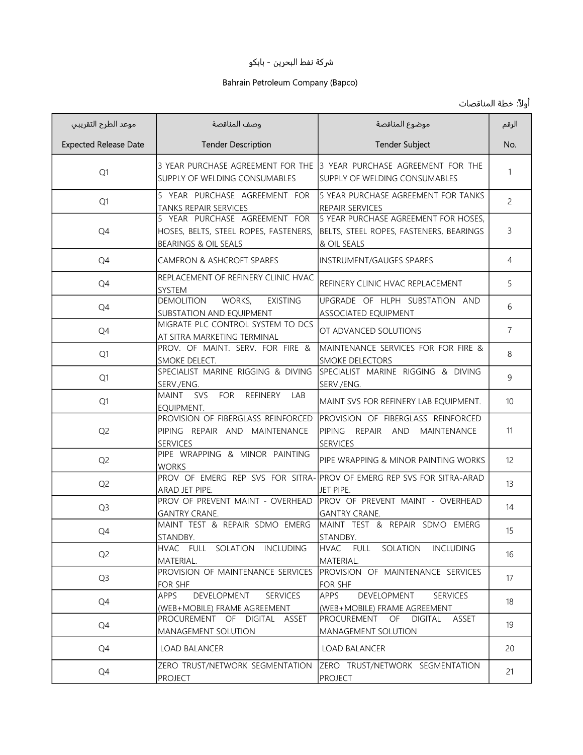# شركة نفط البحرين - بابكو

## Bahrain Petroleum Company (Bapco)

### أولاً: خطة المناقصات

| موعد الطرح التقريبي<br>Expected Release Date | وصف المناقصة<br>Tender Description | موضوع المناقصة<br>Tender Subject | الرقم<br>No. |
|---|---|---|---|
| Q1 | 3 YEAR PURCHASE AGREEMENT FOR THE SUPPLY OF WELDING CONSUMABLES | 3 YEAR PURCHASE AGREEMENT FOR THE SUPPLY OF WELDING CONSUMABLES | 1 |
| Q1 | 5 YEAR PURCHASE AGREEMENT FOR TANKS REPAIR SERVICES | 5 YEAR PURCHASE AGREEMENT FOR TANKS REPAIR SERVICES | 2 |
| Q4 | 5 YEAR PURCHASE AGREEMENT FOR HOSES, BELTS, STEEL ROPES, FASTENERS, BEARINGS & OIL SEALS | 5 YEAR PURCHASE AGREEMENT FOR HOSES, BELTS, STEEL ROPES, FASTENERS, BEARINGS & OIL SEALS | 3 |
| Q4 | CAMERON & ASHCROFT SPARES | INSTRUMENT/GAUGES SPARES | 4 |
| Q4 | REPLACEMENT OF REFINERY CLINIC HVAC SYSTEM | REFINERY CLINIC HVAC REPLACEMENT | 5 |
| Q4 | DEMOLITION WORKS, EXISTING SUBSTATION AND EQUIPMENT | UPGRADE OF HLPH SUBSTATION AND ASSOCIATED EQUIPMENT | 6 |
| Q4 | MIGRATE PLC CONTROL SYSTEM TO DCS AT SITRA MARKETING TERMINAL | OT ADVANCED SOLUTIONS | 7 |
| Q1 | PROV. OF MAINT. SERV. FOR FIRE & SMOKE DELECT. | MAINTENANCE SERVICES FOR FOR FIRE & SMOKE DELECTORS | 8 |
| Q1 | SPECIALIST MARINE RIGGING & DIVING SERV./ENG. | SPECIALIST MARINE RIGGING & DIVING SERV./ENG. | 9 |
| Q1 | MAINT SVS FOR REFINERY LAB EQUIPMENT. | MAINT SVS FOR REFINERY LAB EQUIPMENT. | 10 |
| Q2 | PROVISION OF FIBERGLASS REINFORCED PIPING REPAIR AND MAINTENANCE SERVICES | PROVISION OF FIBERGLASS REINFORCED PIPING REPAIR AND MAINTENANCE SERVICES | 11 |
| Q2 | PIPE WRAPPING & MINOR PAINTING WORKS | PIPE WRAPPING & MINOR PAINTING WORKS | 12 |
| Q2 | PROV OF EMERG REP SVS FOR SITRA-ARAD JET PIPE. | PROV OF EMERG REP SVS FOR SITRA-ARAD JET PIPE. | 13 |
| Q3 | PROV OF PREVENT MAINT - OVERHEAD GANTRY CRANE. | PROV OF PREVENT MAINT - OVERHEAD GANTRY CRANE. | 14 |
| Q4 | MAINT TEST & REPAIR SDMO EMERG STANDBY. | MAINT TEST & REPAIR SDMO EMERG STANDBY. | 15 |
| Q2 | HVAC FULL SOLATION INCLUDING MATERIAL. | HVAC FULL SOLATION INCLUDING MATERIAL. | 16 |
| Q3 | PROVISION OF MAINTENANCE SERVICES FOR SHF | PROVISION OF MAINTENANCE SERVICES FOR SHF | 17 |
| Q4 | APPS DEVELOPMENT SERVICES (WEB+MOBILE) FRAME AGREEMENT | APPS DEVELOPMENT SERVICES (WEB+MOBILE) FRAME AGREEMENT | 18 |
| Q4 | PROCUREMENT OF DIGITAL ASSET MANAGEMENT SOLUTION | PROCUREMENT OF DIGITAL ASSET MANAGEMENT SOLUTION | 19 |
| Q4 | LOAD BALANCER | LOAD BALANCER | 20 |
| Q4 | ZERO TRUST/NETWORK SEGMENTATION PROJECT | ZERO TRUST/NETWORK SEGMENTATION PROJECT | 21 |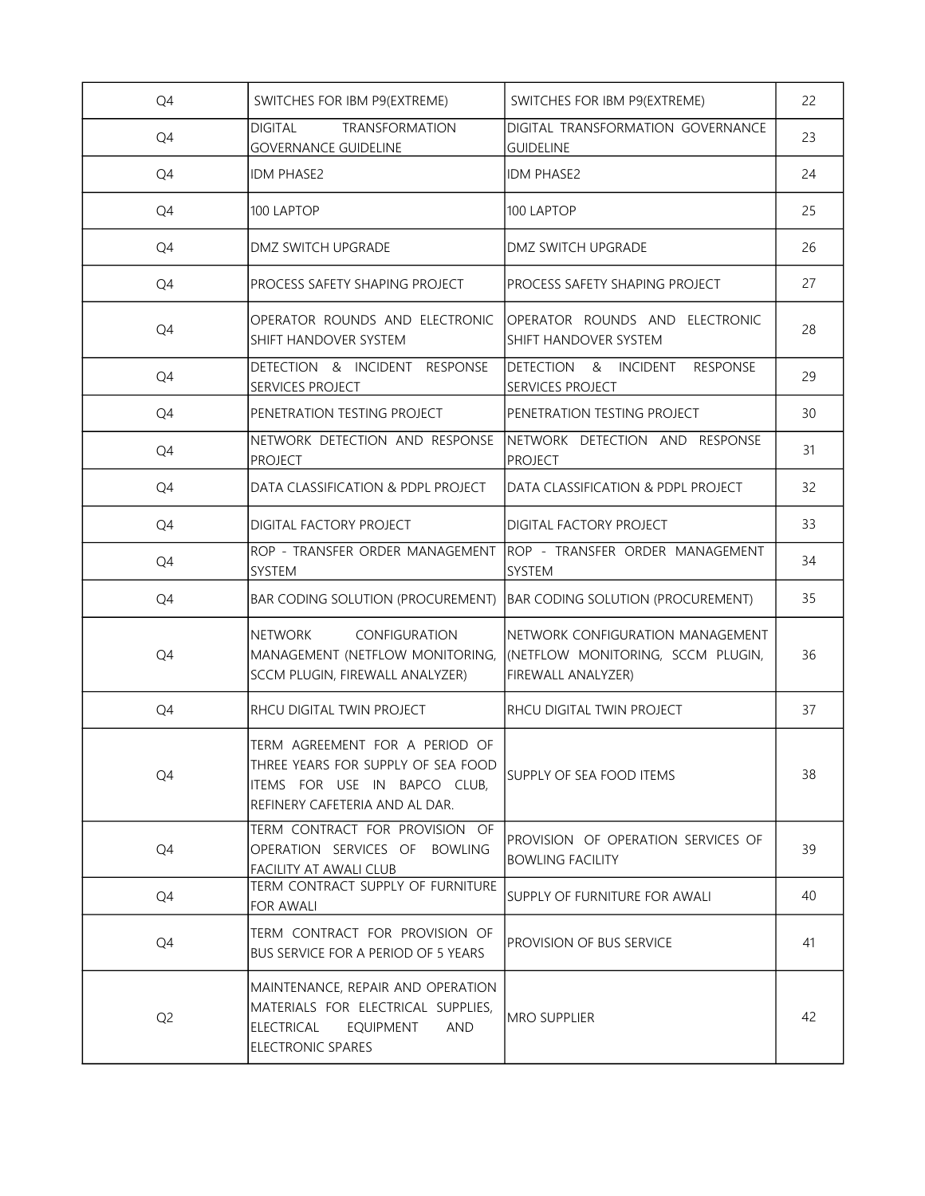| Q4 | SWITCHES FOR IBM P9(EXTREME) | SWITCHES FOR IBM P9(EXTREME) | 22 |
|---|---|---|---|
| Q4 | DIGITAL TRANSFORMATION GOVERNANCE GUIDELINE | DIGITAL TRANSFORMATION GOVERNANCE GUIDELINE | 23 |
| Q4 | IDM PHASE2 | IDM PHASE2 | 24 |
| Q4 | 100 LAPTOP | 100 LAPTOP | 25 |
| Q4 | DMZ SWITCH UPGRADE | DMZ SWITCH UPGRADE | 26 |
| Q4 | PROCESS SAFETY SHAPING PROJECT | PROCESS SAFETY SHAPING PROJECT | 27 |
| Q4 | OPERATOR ROUNDS AND ELECTRONIC SHIFT HANDOVER SYSTEM | OPERATOR ROUNDS AND ELECTRONIC SHIFT HANDOVER SYSTEM | 28 |
| Q4 | DETECTION & INCIDENT RESPONSE SERVICES PROJECT | DETECTION & INCIDENT RESPONSE SERVICES PROJECT | 29 |
| Q4 | PENETRATION TESTING PROJECT | PENETRATION TESTING PROJECT | 30 |
| Q4 | NETWORK DETECTION AND RESPONSE PROJECT | NETWORK DETECTION AND RESPONSE PROJECT | 31 |
| Q4 | DATA CLASSIFICATION & PDPL PROJECT | DATA CLASSIFICATION & PDPL PROJECT | 32 |
| Q4 | DIGITAL FACTORY PROJECT | DIGITAL FACTORY PROJECT | 33 |
| Q4 | ROP - TRANSFER ORDER MANAGEMENT SYSTEM | ROP - TRANSFER ORDER MANAGEMENT SYSTEM | 34 |
| Q4 | BAR CODING SOLUTION (PROCUREMENT) | BAR CODING SOLUTION (PROCUREMENT) | 35 |
| Q4 | NETWORK CONFIGURATION MANAGEMENT (NETFLOW MONITORING, SCCM PLUGIN, FIREWALL ANALYZER) | NETWORK CONFIGURATION MANAGEMENT (NETFLOW MONITORING, SCCM PLUGIN, FIREWALL ANALYZER) | 36 |
| Q4 | RHCU DIGITAL TWIN PROJECT | RHCU DIGITAL TWIN PROJECT | 37 |
| Q4 | TERM AGREEMENT FOR A PERIOD OF THREE YEARS FOR SUPPLY OF SEA FOOD ITEMS FOR USE IN BAPCO CLUB, REFINERY CAFETERIA AND AL DAR. | SUPPLY OF SEA FOOD ITEMS | 38 |
| Q4 | TERM CONTRACT FOR PROVISION OF OPERATION SERVICES OF BOWLING FACILITY AT AWALI CLUB | PROVISION OF OPERATION SERVICES OF BOWLING FACILITY | 39 |
| Q4 | TERM CONTRACT SUPPLY OF FURNITURE FOR AWALI | SUPPLY OF FURNITURE FOR AWALI | 40 |
| Q4 | TERM CONTRACT FOR PROVISION OF BUS SERVICE FOR A PERIOD OF 5 YEARS | PROVISION OF BUS SERVICE | 41 |
| Q2 | MAINTENANCE, REPAIR AND OPERATION MATERIALS FOR ELECTRICAL SUPPLIES, ELECTRICAL EQUIPMENT AND ELECTRONIC SPARES | MRO SUPPLIER | 42 |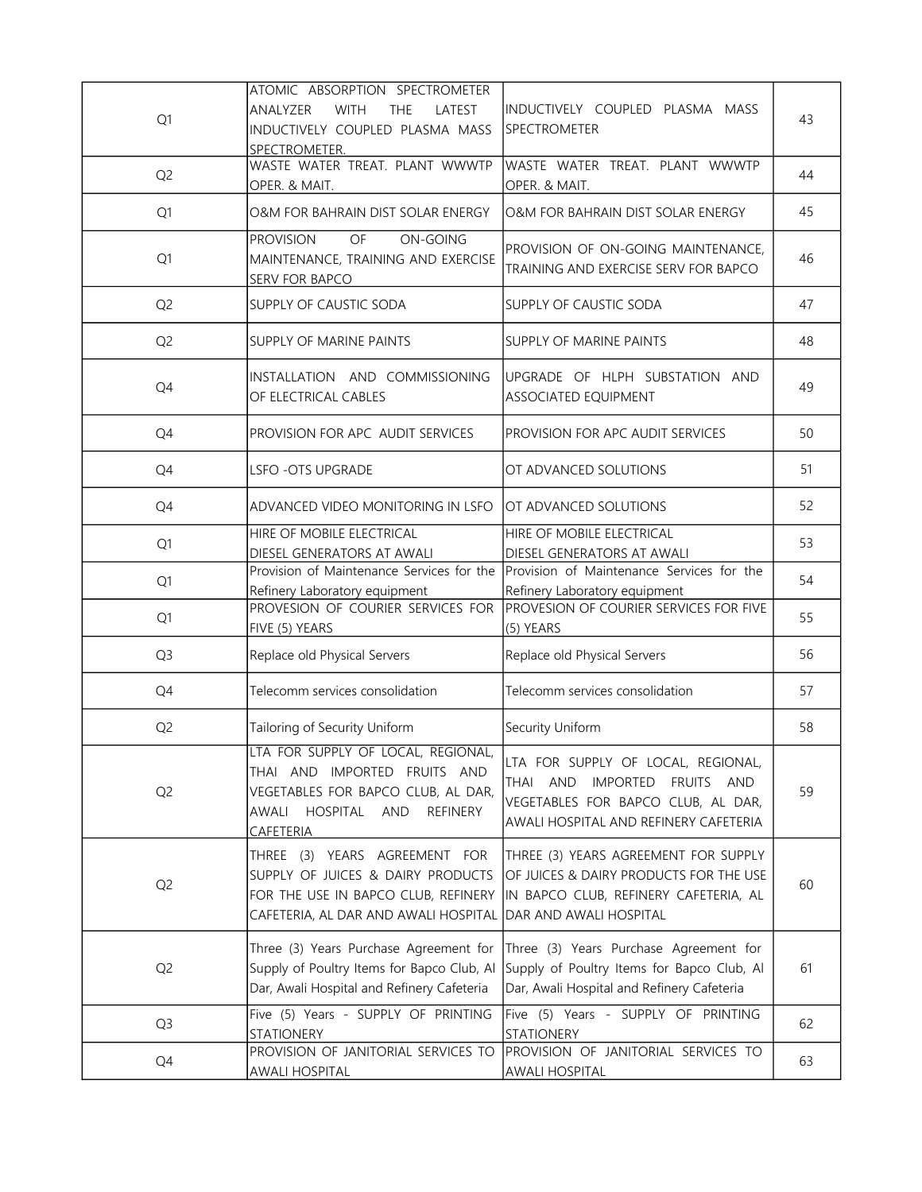| | | | |
|---|---|---|---|
| Q1 | ATOMIC ABSORPTION SPECTROMETER ANALYZER WITH THE LATEST INDUCTIVELY COUPLED PLASMA MASS SPECTROMETER. | INDUCTIVELY COUPLED PLASMA MASS SPECTROMETER | 43 |
| Q2 | WASTE WATER TREAT. PLANT WWWTP OPER. & MAIT. | WASTE WATER TREAT. PLANT WWWTP OPER. & MAIT. | 44 |
| Q1 | O&M FOR BAHRAIN DIST SOLAR ENERGY | O&M FOR BAHRAIN DIST SOLAR ENERGY | 45 |
| Q1 | PROVISION OF ON-GOING MAINTENANCE, TRAINING AND EXERCISE SERV FOR BAPCO | PROVISION OF ON-GOING MAINTENANCE, TRAINING AND EXERCISE SERV FOR BAPCO | 46 |
| Q2 | SUPPLY OF CAUSTIC SODA | SUPPLY OF CAUSTIC SODA | 47 |
| Q2 | SUPPLY OF MARINE PAINTS | SUPPLY OF MARINE PAINTS | 48 |
| Q4 | INSTALLATION AND COMMISSIONING OF ELECTRICAL CABLES | UPGRADE OF HLPH SUBSTATION AND ASSOCIATED EQUIPMENT | 49 |
| Q4 | PROVISION FOR APC AUDIT SERVICES | PROVISION FOR APC AUDIT SERVICES | 50 |
| Q4 | LSFO -OTS UPGRADE | OT ADVANCED SOLUTIONS | 51 |
| Q4 | ADVANCED VIDEO MONITORING IN LSFO | OT ADVANCED SOLUTIONS | 52 |
| Q1 | HIRE OF MOBILE ELECTRICAL DIESEL GENERATORS AT AWALI | HIRE OF MOBILE ELECTRICAL DIESEL GENERATORS AT AWALI | 53 |
| Q1 | Provision of Maintenance Services for the Refinery Laboratory equipment | Provision of Maintenance Services for the Refinery Laboratory equipment | 54 |
| Q1 | PROVESION OF COURIER SERVICES FOR FIVE (5) YEARS | PROVESION OF COURIER SERVICES FOR FIVE (5) YEARS | 55 |
| Q3 | Replace old Physical Servers | Replace old Physical Servers | 56 |
| Q4 | Telecomm services consolidation | Telecomm services consolidation | 57 |
| Q2 | Tailoring of Security Uniform | Security Uniform | 58 |
| Q2 | LTA FOR SUPPLY OF LOCAL, REGIONAL, THAI AND IMPORTED FRUITS AND VEGETABLES FOR BAPCO CLUB, AL DAR, AWALI HOSPITAL AND REFINERY CAFETERIA | LTA FOR SUPPLY OF LOCAL, REGIONAL, THAI AND IMPORTED FRUITS AND VEGETABLES FOR BAPCO CLUB, AL DAR, AWALI HOSPITAL AND REFINERY CAFETERIA | 59 |
| Q2 | THREE (3) YEARS AGREEMENT FOR SUPPLY OF JUICES & DAIRY PRODUCTS FOR THE USE IN BAPCO CLUB, REFINERY CAFETERIA, AL DAR AND AWALI HOSPITAL | THREE (3) YEARS AGREEMENT FOR SUPPLY OF JUICES & DAIRY PRODUCTS FOR THE USE IN BAPCO CLUB, REFINERY CAFETERIA, AL DAR AND AWALI HOSPITAL | 60 |
| Q2 | Three (3) Years Purchase Agreement for Supply of Poultry Items for Bapco Club, Al Dar, Awali Hospital and Refinery Cafeteria | Three (3) Years Purchase Agreement for Supply of Poultry Items for Bapco Club, Al Dar, Awali Hospital and Refinery Cafeteria | 61 |
| Q3 | Five (5) Years - SUPPLY OF PRINTING STATIONERY | Five (5) Years - SUPPLY OF PRINTING STATIONERY | 62 |
| Q4 | PROVISION OF JANITORIAL SERVICES TO AWALI HOSPITAL | PROVISION OF JANITORIAL SERVICES TO AWALI HOSPITAL | 63 |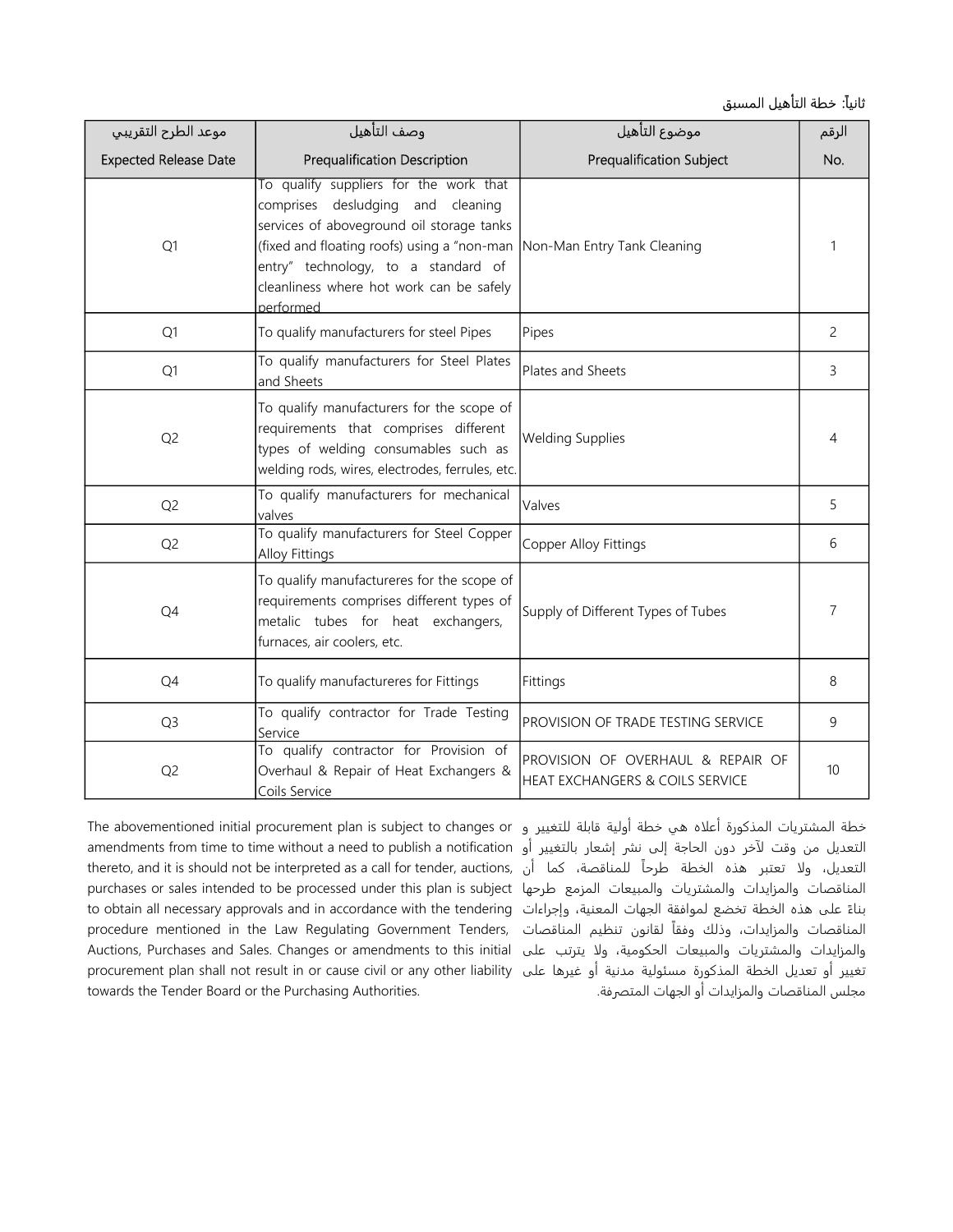ثانياً: خطة التأهيل المسبق

| موعد الطرح التقريبي<br>Expected Release Date | وصف التأهيل<br>Prequalification Description | موضوع التأهيل<br>Prequalification Subject | الرقم<br>No. |
|---|---|---|---|
| Q1 | To qualify suppliers for the work that comprises desludging and cleaning services of aboveground oil storage tanks (fixed and floating roofs) using a "non-man entry" technology, to a standard of cleanliness where hot work can be safely performed | Non-Man Entry Tank Cleaning | 1 |
| Q1 | To qualify manufacturers for steel Pipes | Pipes | 2 |
| Q1 | To qualify manufacturers for Steel Plates and Sheets | Plates and Sheets | 3 |
| Q2 | To qualify manufacturers for the scope of requirements that comprises different types of welding consumables such as welding rods, wires, electrodes, ferrules, etc. | Welding Supplies | 4 |
| Q2 | To qualify manufacturers for mechanical valves | Valves | 5 |
| Q2 | To qualify manufacturers for Steel Copper Alloy Fittings | Copper Alloy Fittings | 6 |
| Q4 | To qualify manufactureres for the scope of requirements comprises different types of metalic tubes for heat exchangers, furnaces, air coolers, etc. | Supply of Different Types of Tubes | 7 |
| Q4 | To qualify manufactureres for Fittings | Fittings | 8 |
| Q3 | To qualify contractor for Trade Testing Service | PROVISION OF TRADE TESTING SERVICE | 9 |
| Q2 | To qualify contractor for Provision of Overhaul & Repair of Heat Exchangers & Coils Service | PROVISION OF OVERHAUL & REPAIR OF HEAT EXCHANGERS & COILS SERVICE | 10 |

The abovementioned initial procurement plan is subject to changes or amendments from time to time without a need to publish a notification thereto, and it is should not be interpreted as a call for tender, auctions, purchases or sales intended to be processed under this plan is subject to obtain all necessary approvals and in accordance with the tendering procedure mentioned in the Law Regulating Government Tenders, Auctions, Purchases and Sales. Changes or amendments to this initial procurement plan shall not result in or cause civil or any other liability towards the Tender Board or the Purchasing Authorities.

خطة المشتريات المذكورة أعلاه هي خطة أولية قابلة للتغيير و التعديل من وقت لآخر دون الحاجة إلى نشر إشعار بالتغيير أو التعديل، ولا تعتبر هذه الخطة طرحاً للمناقصة، كما أن المناقصات والمزايدات والمشتريات والمبيعات المزمع طرحها بناءً على هذه الخطة تخضع لموافقة الجهات المعنية، وإجراءات المناقصات والمزايدات، وذلك وفقاً لقانون تنظيم المناقصات والمزايدات والمشتريات والمبيعات الحكومية، ولا يترتب على تغيير أو تعديل الخطة المذكورة مسئولية مدنية أو غيرها على مجلس المناقصات والمزايدات أو الجهات المتصرفة.